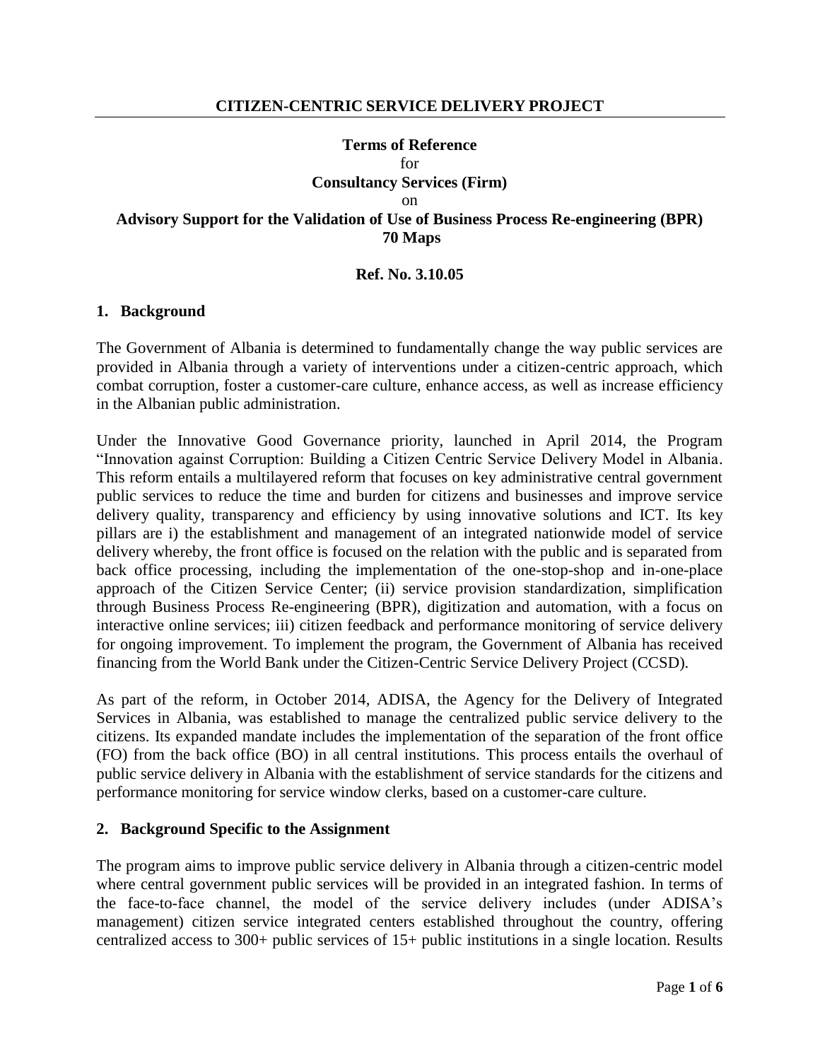**CITIZEN-CENTRIC SERVICE DELIVERY PROJECT**

---

**Terms of Reference**

for

**Consultancy Services (Firm)**

on

**Advisory Support for the Validation of Use of Business Process Re-engineering (BPR) 70 Maps**

**Ref. No. 3.10.05**

## 1. Background

The Government of Albania is determined to fundamentally change the way public services are provided in Albania through a variety of interventions under a citizen-centric approach, which combat corruption, foster a customer-care culture, enhance access, as well as increase efficiency in the Albanian public administration.

Under the Innovative Good Governance priority, launched in April 2014, the Program "Innovation against Corruption: Building a Citizen Centric Service Delivery Model in Albania. This reform entails a multilayered reform that focuses on key administrative central government public services to reduce the time and burden for citizens and businesses and improve service delivery quality, transparency and efficiency by using innovative solutions and ICT. Its key pillars are i) the establishment and management of an integrated nationwide model of service delivery whereby, the front office is focused on the relation with the public and is separated from back office processing, including the implementation of the one-stop-shop and in-one-place approach of the Citizen Service Center; (ii) service provision standardization, simplification through Business Process Re-engineering (BPR), digitization and automation, with a focus on interactive online services; iii) citizen feedback and performance monitoring of service delivery for ongoing improvement. To implement the program, the Government of Albania has received financing from the World Bank under the Citizen-Centric Service Delivery Project (CCSD).

As part of the reform, in October 2014, ADISA, the Agency for the Delivery of Integrated Services in Albania, was established to manage the centralized public service delivery to the citizens. Its expanded mandate includes the implementation of the separation of the front office (FO) from the back office (BO) in all central institutions. This process entails the overhaul of public service delivery in Albania with the establishment of service standards for the citizens and performance monitoring for service window clerks, based on a customer-care culture.

## 2. Background Specific to the Assignment

The program aims to improve public service delivery in Albania through a citizen-centric model where central government public services will be provided in an integrated fashion. In terms of the face-to-face channel, the model of the service delivery includes (under ADISA's management) citizen service integrated centers established throughout the country, offering centralized access to 300+ public services of 15+ public institutions in a single location. Results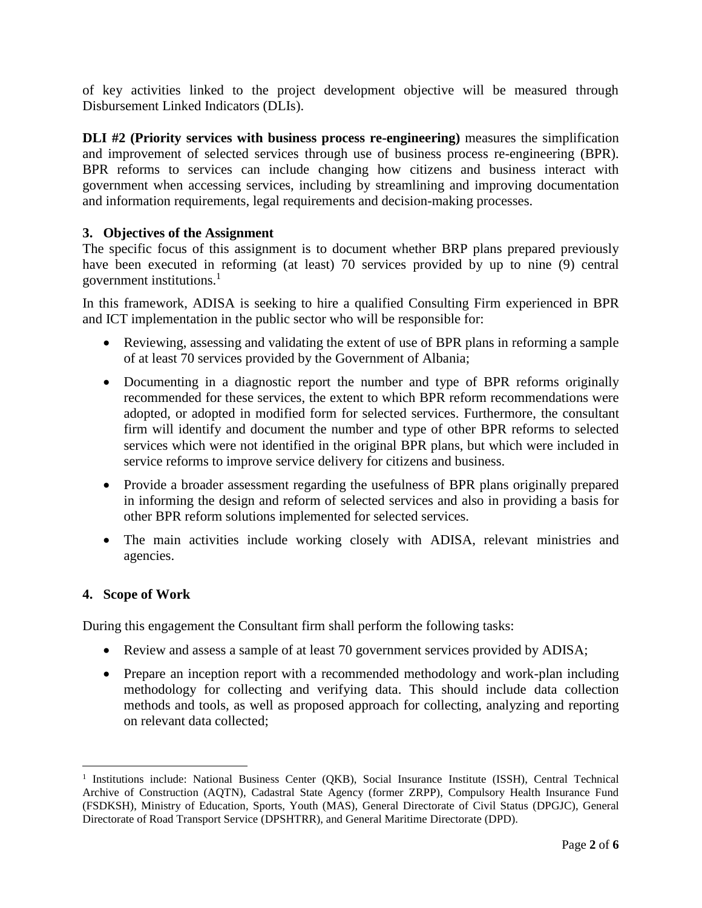of key activities linked to the project development objective will be measured through Disbursement Linked Indicators (DLIs).

**DLI #2 (Priority services with business process re-engineering)** measures the simplification and improvement of selected services through use of business process re-engineering (BPR). BPR reforms to services can include changing how citizens and business interact with government when accessing services, including by streamlining and improving documentation and information requirements, legal requirements and decision-making processes.

### 3. Objectives of the Assignment

The specific focus of this assignment is to document whether BRP plans prepared previously have been executed in reforming (at least) 70 services provided by up to nine (9) central government institutions.[1]

In this framework, ADISA is seeking to hire a qualified Consulting Firm experienced in BPR and ICT implementation in the public sector who will be responsible for:

- Reviewing, assessing and validating the extent of use of BPR plans in reforming a sample of at least 70 services provided by the Government of Albania;
- Documenting in a diagnostic report the number and type of BPR reforms originally recommended for these services, the extent to which BPR reform recommendations were adopted, or adopted in modified form for selected services. Furthermore, the consultant firm will identify and document the number and type of other BPR reforms to selected services which were not identified in the original BPR plans, but which were included in service reforms to improve service delivery for citizens and business.
- Provide a broader assessment regarding the usefulness of BPR plans originally prepared in informing the design and reform of selected services and also in providing a basis for other BPR reform solutions implemented for selected services.
- The main activities include working closely with ADISA, relevant ministries and agencies.

### 4. Scope of Work

During this engagement the Consultant firm shall perform the following tasks:

- Review and assess a sample of at least 70 government services provided by ADISA;
- Prepare an inception report with a recommended methodology and work-plan including methodology for collecting and verifying data. This should include data collection methods and tools, as well as proposed approach for collecting, analyzing and reporting on relevant data collected;

---

[1] Institutions include: National Business Center (QKB), Social Insurance Institute (ISSH), Central Technical Archive of Construction (AQTN), Cadastral State Agency (former ZRPP), Compulsory Health Insurance Fund (FSDKSH), Ministry of Education, Sports, Youth (MAS), General Directorate of Civil Status (DPGJC), General Directorate of Road Transport Service (DPSHTRR), and General Maritime Directorate (DPD).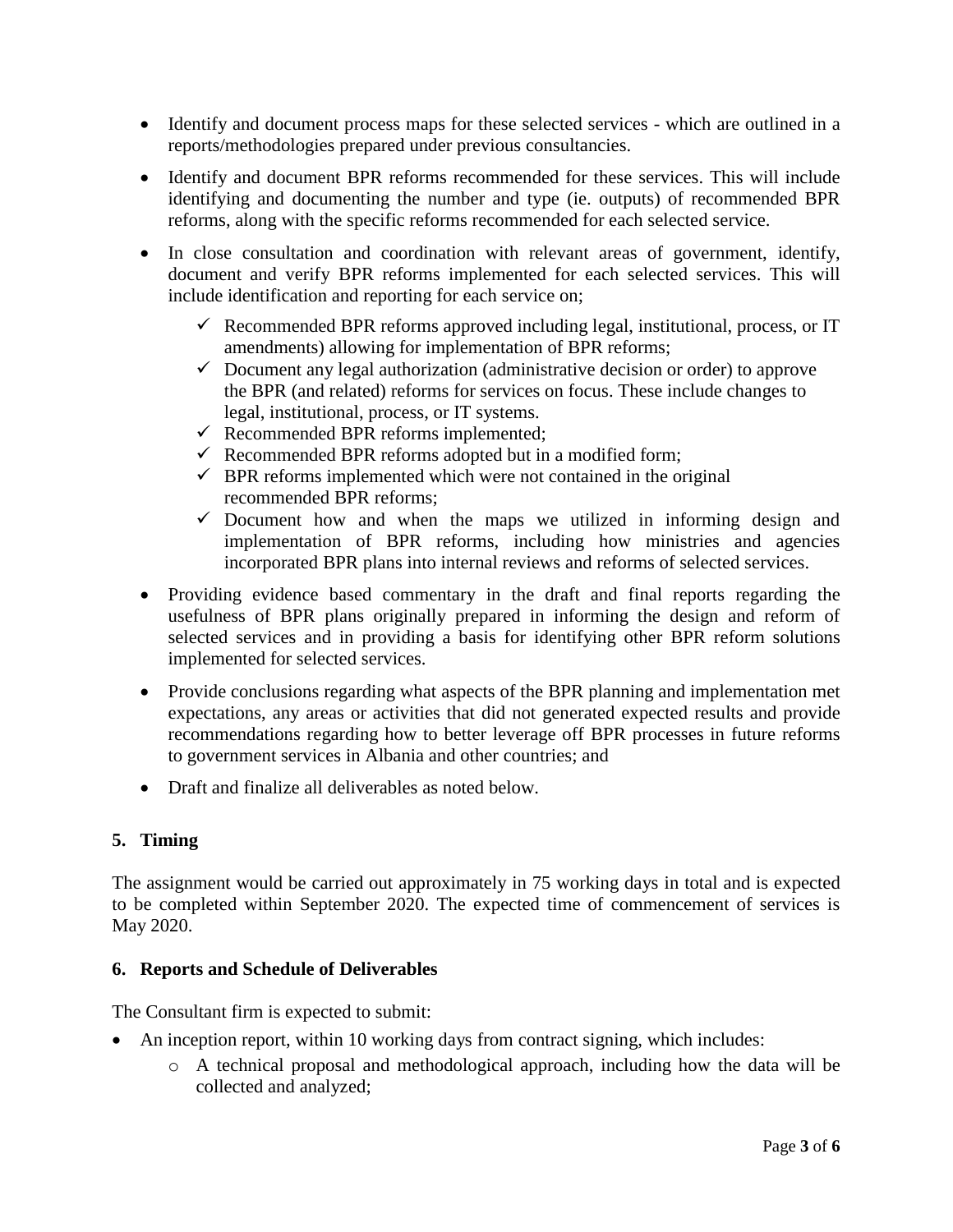- Identify and document process maps for these selected services - which are outlined in a reports/methodologies prepared under previous consultancies.
- Identify and document BPR reforms recommended for these services. This will include identifying and documenting the number and type (ie. outputs) of recommended BPR reforms, along with the specific reforms recommended for each selected service.
- In close consultation and coordination with relevant areas of government, identify, document and verify BPR reforms implemented for each selected services. This will include identification and reporting for each service on;
    - ✓ Recommended BPR reforms approved including legal, institutional, process, or IT amendments) allowing for implementation of BPR reforms;
    - ✓ Document any legal authorization (administrative decision or order) to approve the BPR (and related) reforms for services on focus. These include changes to legal, institutional, process, or IT systems.
    - ✓ Recommended BPR reforms implemented;
    - ✓ Recommended BPR reforms adopted but in a modified form;
    - ✓ BPR reforms implemented which were not contained in the original recommended BPR reforms;
    - ✓ Document how and when the maps we utilized in informing design and implementation of BPR reforms, including how ministries and agencies incorporated BPR plans into internal reviews and reforms of selected services.
- Providing evidence based commentary in the draft and final reports regarding the usefulness of BPR plans originally prepared in informing the design and reform of selected services and in providing a basis for identifying other BPR reform solutions implemented for selected services.
- Provide conclusions regarding what aspects of the BPR planning and implementation met expectations, any areas or activities that did not generated expected results and provide recommendations regarding how to better leverage off BPR processes in future reforms to government services in Albania and other countries; and
- Draft and finalize all deliverables as noted below.

## 5. Timing

The assignment would be carried out approximately in 75 working days in total and is expected to be completed within September 2020. The expected time of commencement of services is May 2020.

## 6. Reports and Schedule of Deliverables

The Consultant firm is expected to submit:

- An inception report, within 10 working days from contract signing, which includes:
    - A technical proposal and methodological approach, including how the data will be collected and analyzed;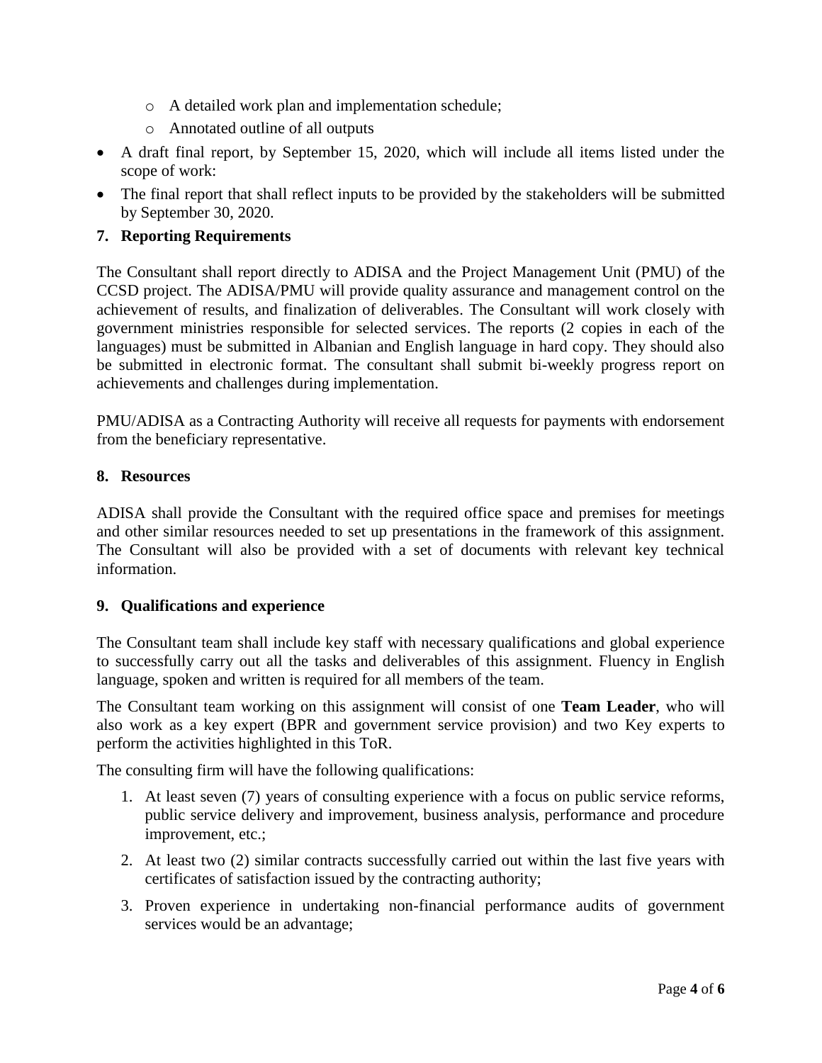- A detailed work plan and implementation schedule;
  - Annotated outline of all outputs
- A draft final report, by September 15, 2020, which will include all items listed under the scope of work:
- The final report that shall reflect inputs to be provided by the stakeholders will be submitted by September 30, 2020.

## 7. Reporting Requirements

The Consultant shall report directly to ADISA and the Project Management Unit (PMU) of the CCSD project. The ADISA/PMU will provide quality assurance and management control on the achievement of results, and finalization of deliverables. The Consultant will work closely with government ministries responsible for selected services. The reports (2 copies in each of the languages) must be submitted in Albanian and English language in hard copy. They should also be submitted in electronic format. The consultant shall submit bi-weekly progress report on achievements and challenges during implementation.

PMU/ADISA as a Contracting Authority will receive all requests for payments with endorsement from the beneficiary representative.

## 8. Resources

ADISA shall provide the Consultant with the required office space and premises for meetings and other similar resources needed to set up presentations in the framework of this assignment. The Consultant will also be provided with a set of documents with relevant key technical information.

## 9. Qualifications and experience

The Consultant team shall include key staff with necessary qualifications and global experience to successfully carry out all the tasks and deliverables of this assignment. Fluency in English language, spoken and written is required for all members of the team.

The Consultant team working on this assignment will consist of one **Team Leader**, who will also work as a key expert (BPR and government service provision) and two Key experts to perform the activities highlighted in this ToR.

The consulting firm will have the following qualifications:

1. At least seven (7) years of consulting experience with a focus on public service reforms, public service delivery and improvement, business analysis, performance and procedure improvement, etc.;
2. At least two (2) similar contracts successfully carried out within the last five years with certificates of satisfaction issued by the contracting authority;
3. Proven experience in undertaking non-financial performance audits of government services would be an advantage;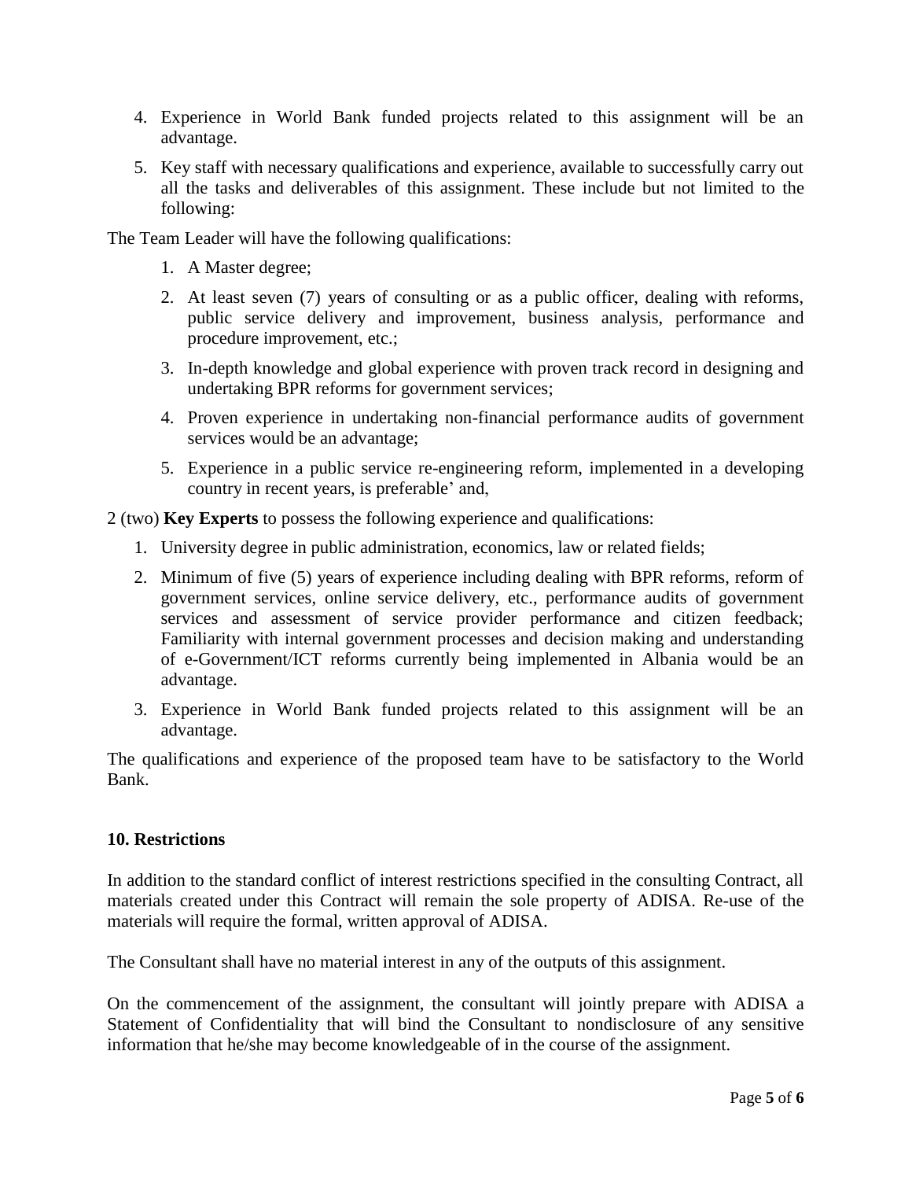4. Experience in World Bank funded projects related to this assignment will be an advantage.

5. Key staff with necessary qualifications and experience, available to successfully carry out all the tasks and deliverables of this assignment. These include but not limited to the following:

The Team Leader will have the following qualifications:

1. A Master degree;
2. At least seven (7) years of consulting or as a public officer, dealing with reforms, public service delivery and improvement, business analysis, performance and procedure improvement, etc.;
3. In-depth knowledge and global experience with proven track record in designing and undertaking BPR reforms for government services;
4. Proven experience in undertaking non-financial performance audits of government services would be an advantage;
5. Experience in a public service re-engineering reform, implemented in a developing country in recent years, is preferable' and,

2 (two) **Key Experts** to possess the following experience and qualifications:

1. University degree in public administration, economics, law or related fields;
2. Minimum of five (5) years of experience including dealing with BPR reforms, reform of government services, online service delivery, etc., performance audits of government services and assessment of service provider performance and citizen feedback; Familiarity with internal government processes and decision making and understanding of e-Government/ICT reforms currently being implemented in Albania would be an advantage.
3. Experience in World Bank funded projects related to this assignment will be an advantage.

The qualifications and experience of the proposed team have to be satisfactory to the World Bank.

## 10. Restrictions

In addition to the standard conflict of interest restrictions specified in the consulting Contract, all materials created under this Contract will remain the sole property of ADISA. Re-use of the materials will require the formal, written approval of ADISA.

The Consultant shall have no material interest in any of the outputs of this assignment.

On the commencement of the assignment, the consultant will jointly prepare with ADISA a Statement of Confidentiality that will bind the Consultant to nondisclosure of any sensitive information that he/she may become knowledgeable of in the course of the assignment.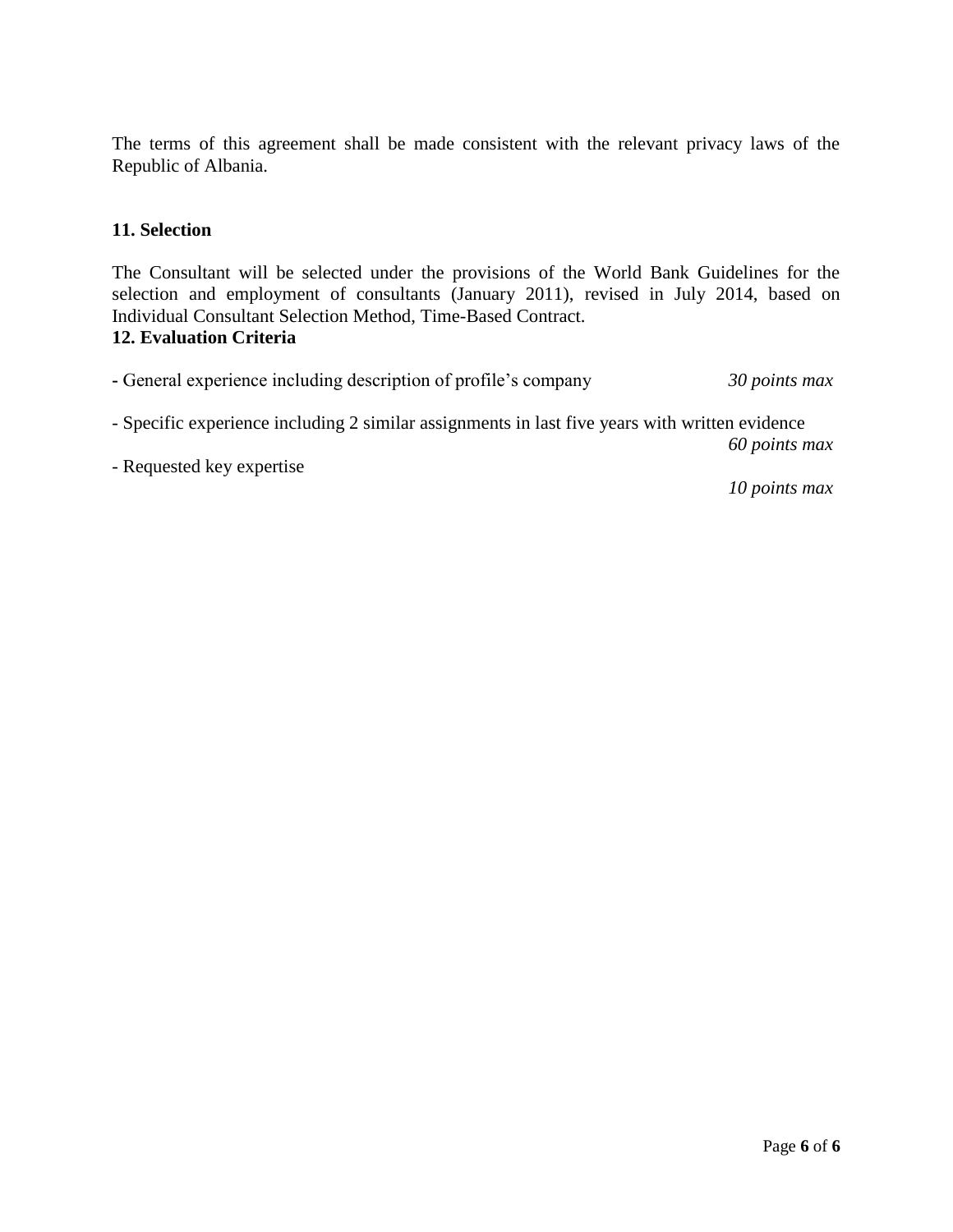The terms of this agreement shall be made consistent with the relevant privacy laws of the Republic of Albania.

**11. Selection**

The Consultant will be selected under the provisions of the World Bank Guidelines for the selection and employment of consultants (January 2011), revised in July 2014, based on Individual Consultant Selection Method, Time-Based Contract.

**12. Evaluation Criteria**

- General experience including description of profile's company *30 points max*

- Specific experience including 2 similar assignments in last five years with written evidence *60 points max*

- Requested key expertise *10 points max*